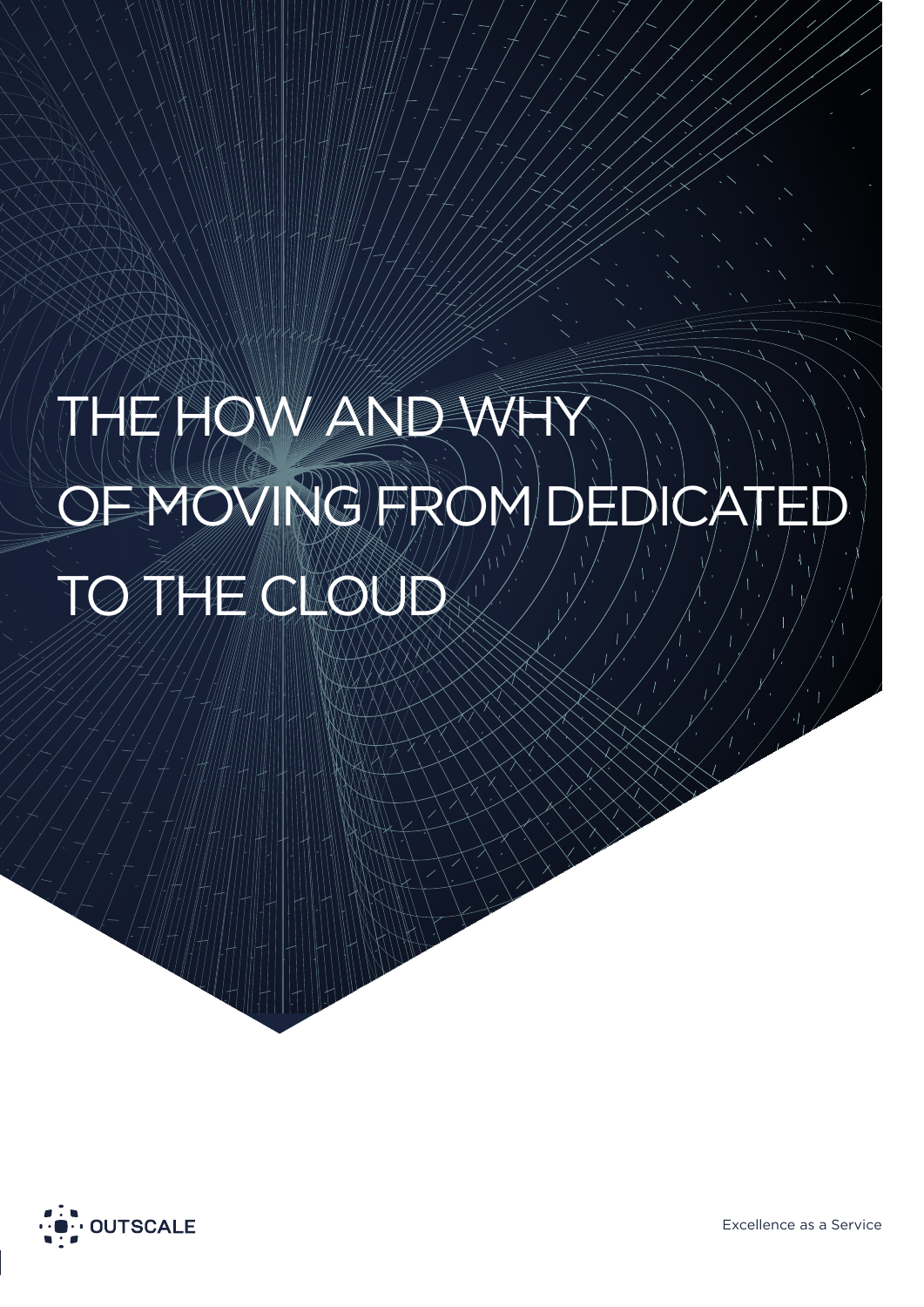# THE HOW AND WHY OF MOVING FROM DEDICATED TO THE CLOUD

OUTSCALE

Excellence as a Service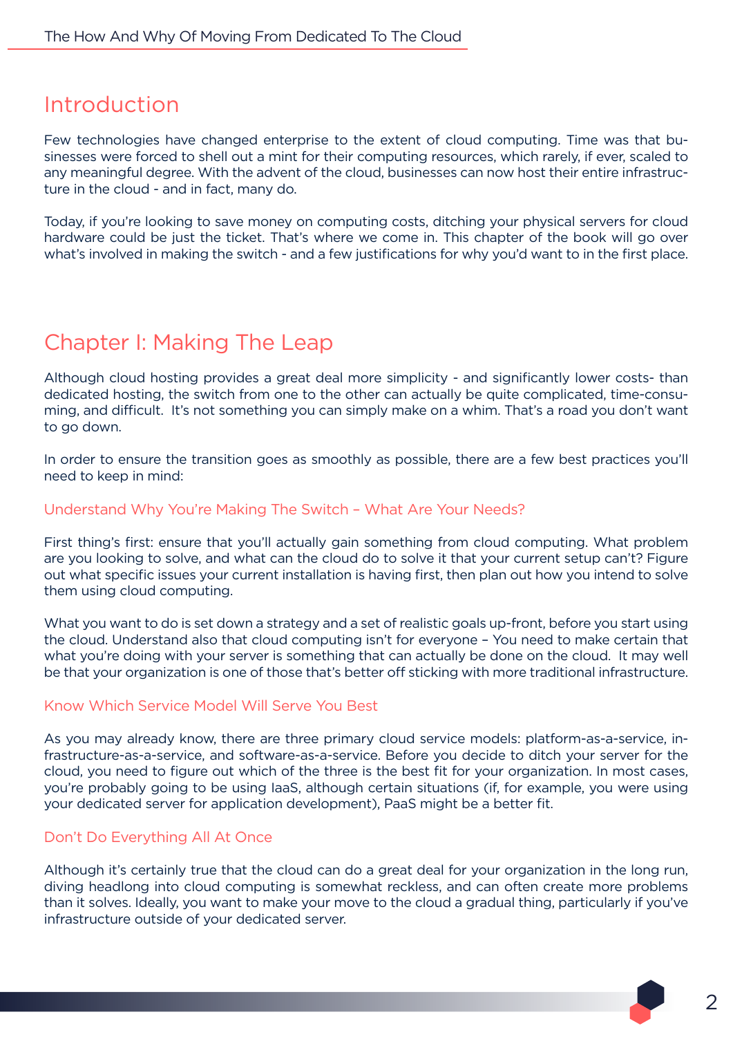## Introduction

Few technologies have changed enterprise to the extent of cloud computing. Time was that businesses were forced to shell out a mint for their computing resources, which rarely, if ever, scaled to any meaningful degree. With the advent of the cloud, businesses can now host their entire infrastructure in the cloud - and in fact, many do.

Today, if you're looking to save money on computing costs, ditching your physical servers for cloud hardware could be just the ticket. That's where we come in. This chapter of the book will go over what's involved in making the switch - and a few justifications for why you'd want to in the first place.

## Chapter I: Making The Leap

Although cloud hosting provides a great deal more simplicity - and significantly lower costs- than dedicated hosting, the switch from one to the other can actually be quite complicated, time-consuming, and difficult. It's not something you can simply make on a whim. That's a road you don't want to go down.

In order to ensure the transition goes as smoothly as possible, there are a few best practices you'll need to keep in mind:

### Understand Why You're Making The Switch – What Are Your Needs?

First thing's first: ensure that you'll actually gain something from cloud computing. What problem are you looking to solve, and what can the cloud do to solve it that your current setup can't? Figure out what specific issues your current installation is having first, then plan out how you intend to solve them using cloud computing.

What you want to do is set down a strategy and a set of realistic goals up-front, before you start using the cloud. Understand also that cloud computing isn't for everyone – You need to make certain that what you're doing with your server is something that can actually be done on the cloud. It may well be that your organization is one of those that's better off sticking with more traditional infrastructure.

### Know Which Service Model Will Serve You Best

As you may already know, there are three primary cloud service models: platform-as-a-service, infrastructure-as-a-service, and software-as-a-service. Before you decide to ditch your server for the cloud, you need to figure out which of the three is the best fit for your organization. In most cases, you're probably going to be using IaaS, although certain situations (if, for example, you were using your dedicated server for application development), PaaS might be a better fit.

### Don't Do Everything All At Once

Although it's certainly true that the cloud can do a great deal for your organization in the long run, diving headlong into cloud computing is somewhat reckless, and can often create more problems than it solves. Ideally, you want to make your move to the cloud a gradual thing, particularly if you've infrastructure outside of your dedicated server.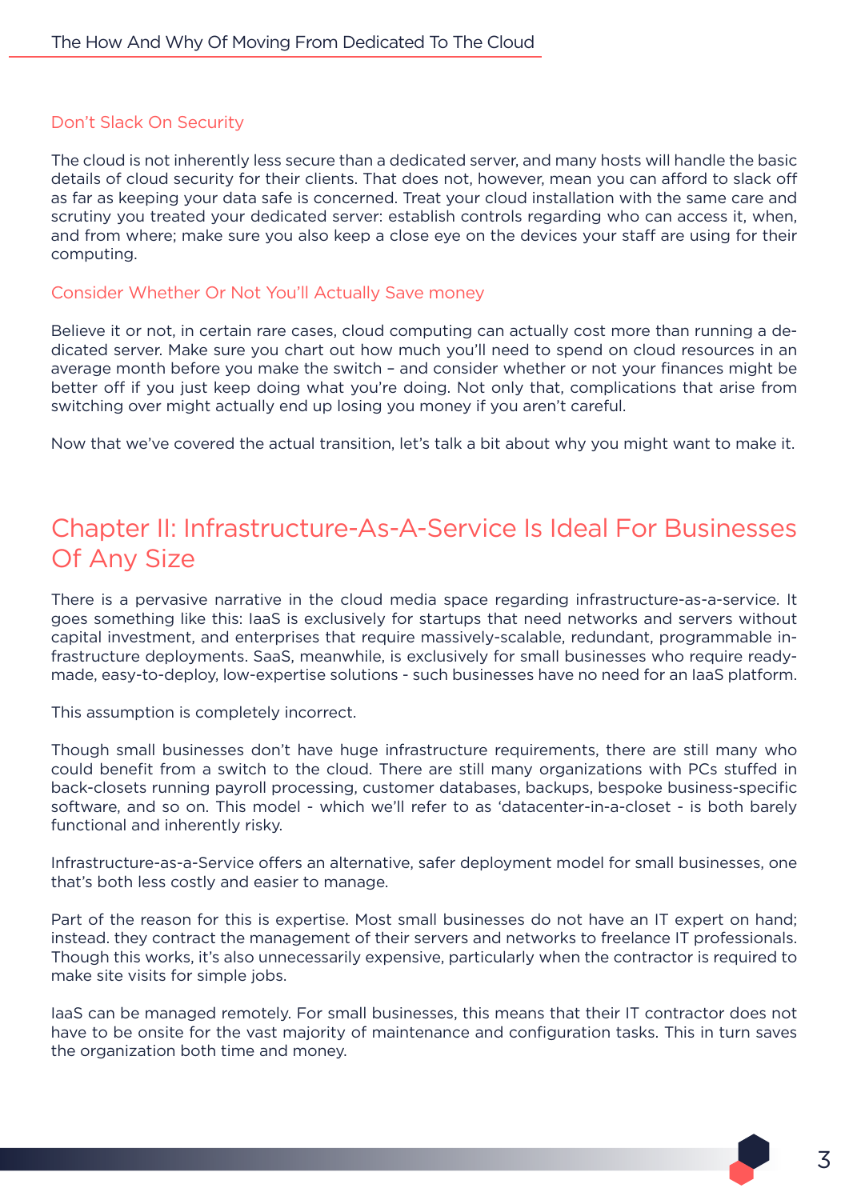### Don't Slack On Security

The cloud is not inherently less secure than a dedicated server, and many hosts will handle the basic details of cloud security for their clients. That does not, however, mean you can afford to slack off as far as keeping your data safe is concerned. Treat your cloud installation with the same care and scrutiny you treated your dedicated server: establish controls regarding who can access it, when, and from where; make sure you also keep a close eye on the devices your staff are using for their computing.

### Consider Whether Or Not You'll Actually Save money

Believe it or not, in certain rare cases, cloud computing can actually cost more than running a dedicated server. Make sure you chart out how much you'll need to spend on cloud resources in an average month before you make the switch – and consider whether or not your finances might be better off if you just keep doing what you're doing. Not only that, complications that arise from switching over might actually end up losing you money if you aren't careful.

Now that we've covered the actual transition, let's talk a bit about why you might want to make it.

## Chapter II: Infrastructure-As-A-Service Is Ideal For Businesses Of Any Size

There is a pervasive narrative in the cloud media space regarding infrastructure-as-a-service. It goes something like this: IaaS is exclusively for startups that need networks and servers without capital investment, and enterprises that require massively-scalable, redundant, programmable infrastructure deployments. SaaS, meanwhile, is exclusively for small businesses who require ready-made, easy-to-deploy, low-expertise solutions - such businesses have no need for an IaaS platform.

This assumption is completely incorrect.

Though small businesses don't have huge infrastructure requirements, there are still many who could benefit from a switch to the cloud. There are still many organizations with PCs stuffed in back-closets running payroll processing, customer databases, backups, bespoke business-specific software, and so on. This model - which we'll refer to as 'datacenter-in-a-closet - is both barely functional and inherently risky.

Infrastructure-as-a-Service offers an alternative, safer deployment model for small businesses, one that's both less costly and easier to manage.

Part of the reason for this is expertise. Most small businesses do not have an IT expert on hand; instead. they contract the management of their servers and networks to freelance IT professionals. Though this works, it's also unnecessarily expensive, particularly when the contractor is required to make site visits for simple jobs.

IaaS can be managed remotely. For small businesses, this means that their IT contractor does not have to be onsite for the vast majority of maintenance and configuration tasks. This in turn saves the organization both time and money.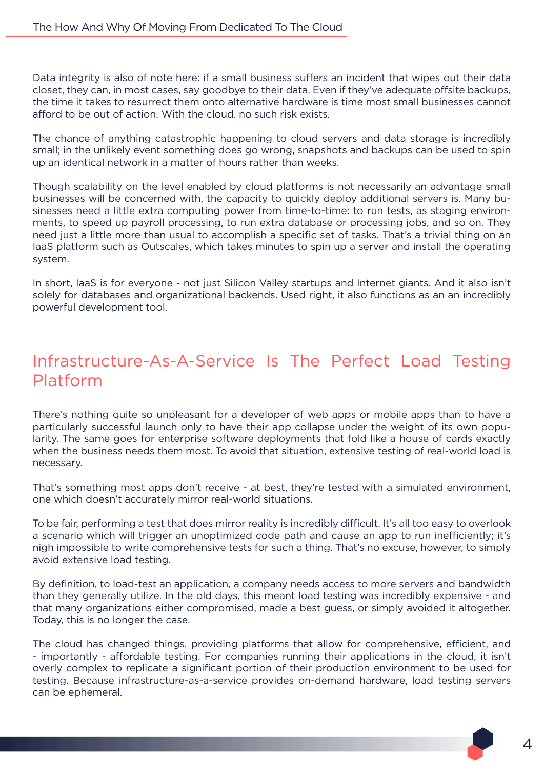Data integrity is also of note here: if a small business suffers an incident that wipes out their data closet, they can, in most cases, say goodbye to their data. Even if they've adequate offsite backups, the time it takes to resurrect them onto alternative hardware is time most small businesses cannot afford to be out of action. With the cloud. no such risk exists.

The chance of anything catastrophic happening to cloud servers and data storage is incredibly small; in the unlikely event something does go wrong, snapshots and backups can be used to spin up an identical network in a matter of hours rather than weeks.

Though scalability on the level enabled by cloud platforms is not necessarily an advantage small businesses will be concerned with, the capacity to quickly deploy additional servers is. Many businesses need a little extra computing power from time-to-time: to run tests, as staging environments, to speed up payroll processing, to run extra database or processing jobs, and so on. They need just a little more than usual to accomplish a specific set of tasks. That's a trivial thing on an IaaS platform such as Outscales, which takes minutes to spin up a server and install the operating system.

In short, IaaS is for everyone - not just Silicon Valley startups and Internet giants. And it also isn't solely for databases and organizational backends. Used right, it also functions as an an incredibly powerful development tool.

## Infrastructure-As-A-Service Is The Perfect Load Testing Platform

There's nothing quite so unpleasant for a developer of web apps or mobile apps than to have a particularly successful launch only to have their app collapse under the weight of its own popularity. The same goes for enterprise software deployments that fold like a house of cards exactly when the business needs them most. To avoid that situation, extensive testing of real-world load is necessary.

That's something most apps don't receive - at best, they're tested with a simulated environment, one which doesn't accurately mirror real-world situations.

To be fair, performing a test that does mirror reality is incredibly difficult. It's all too easy to overlook a scenario which will trigger an unoptimized code path and cause an app to run inefficiently; it's nigh impossible to write comprehensive tests for such a thing. That's no excuse, however, to simply avoid extensive load testing.

By definition, to load-test an application, a company needs access to more servers and bandwidth than they generally utilize. In the old days, this meant load testing was incredibly expensive - and that many organizations either compromised, made a best guess, or simply avoided it altogether. Today, this is no longer the case.

The cloud has changed things, providing platforms that allow for comprehensive, efficient, and - importantly - affordable testing. For companies running their applications in the cloud, it isn't overly complex to replicate a significant portion of their production environment to be used for testing. Because infrastructure-as-a-service provides on-demand hardware, load testing servers can be ephemeral.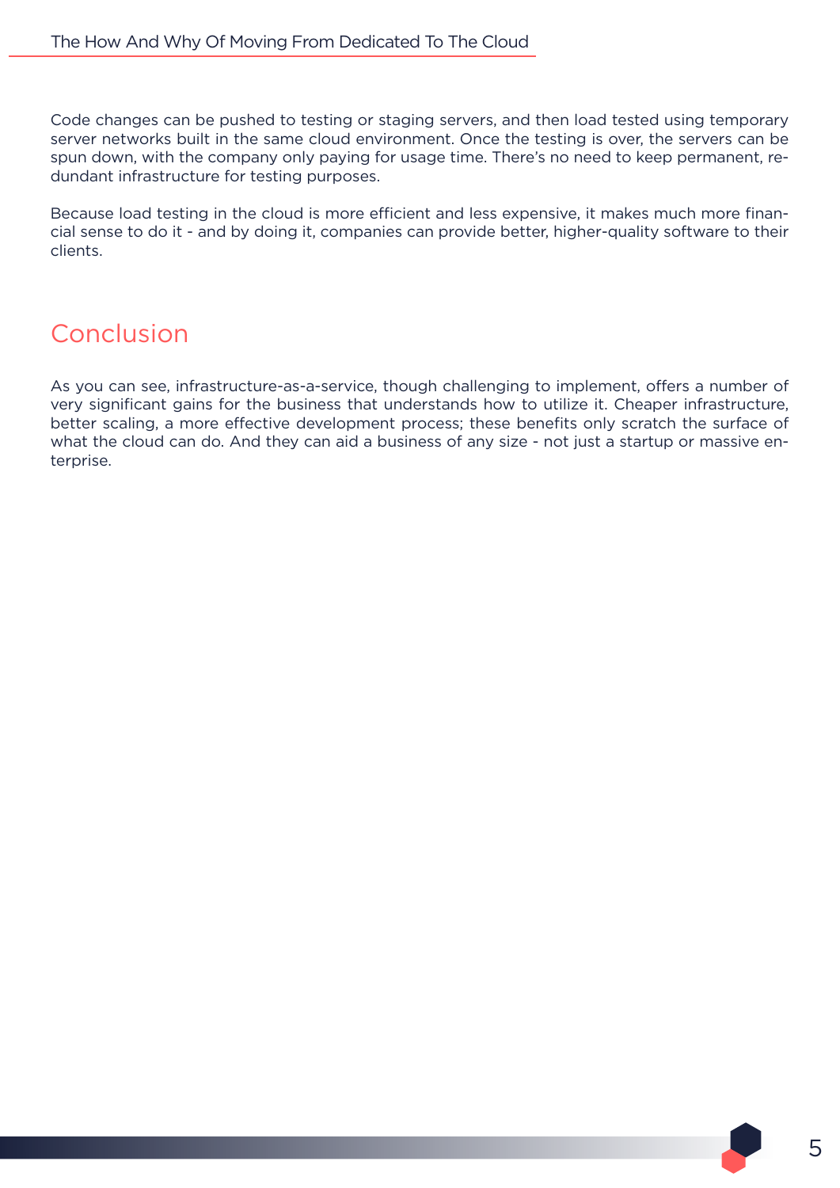Code changes can be pushed to testing or staging servers, and then load tested using temporary server networks built in the same cloud environment. Once the testing is over, the servers can be spun down, with the company only paying for usage time. There's no need to keep permanent, redundant infrastructure for testing purposes.

Because load testing in the cloud is more efficient and less expensive, it makes much more financial sense to do it - and by doing it, companies can provide better, higher-quality software to their clients.

## Conclusion

As you can see, infrastructure-as-a-service, though challenging to implement, offers a number of very significant gains for the business that understands how to utilize it. Cheaper infrastructure, better scaling, a more effective development process; these benefits only scratch the surface of what the cloud can do. And they can aid a business of any size - not just a startup or massive enterprise.